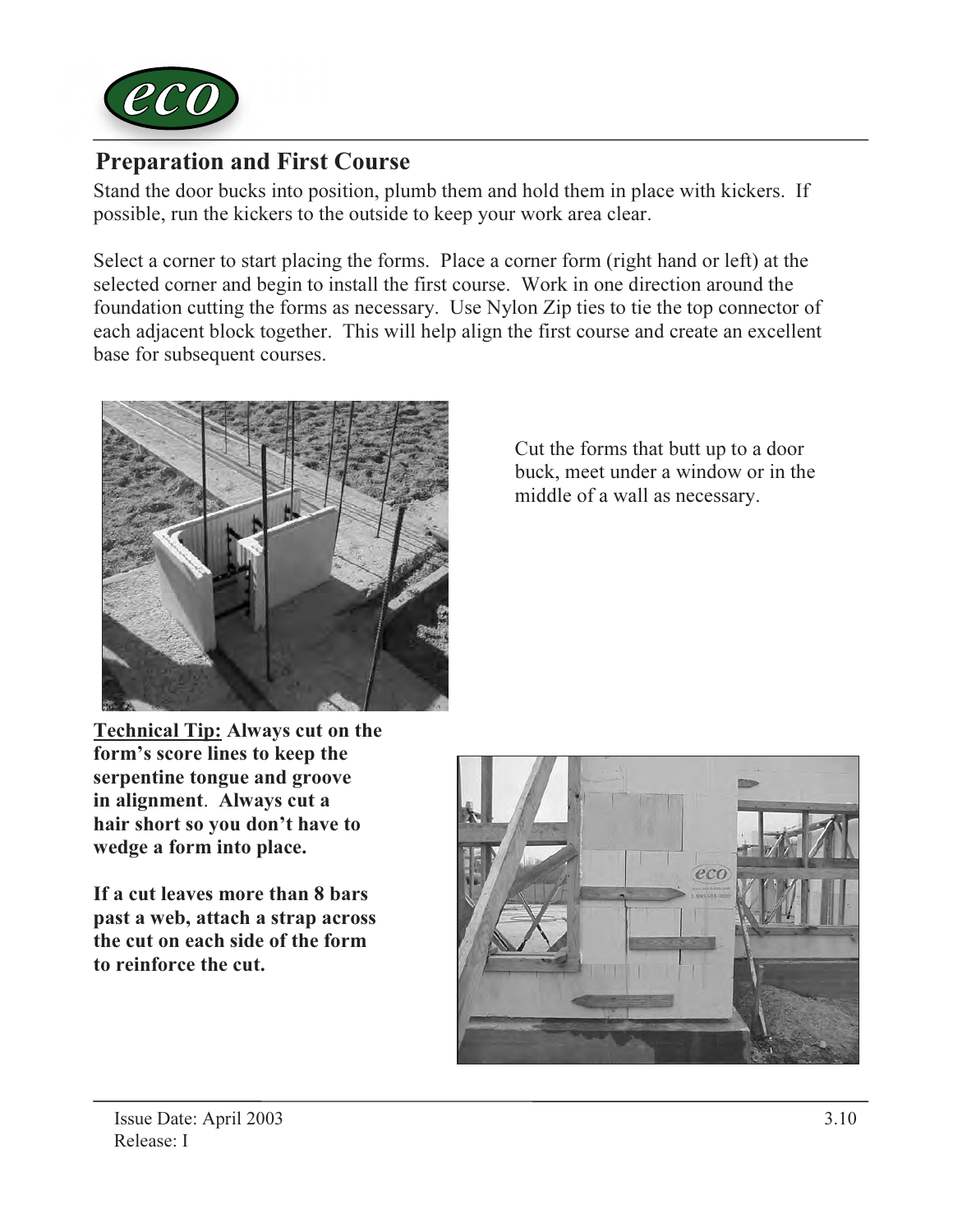## Preparation and First Course

Stand the door bucks into position, plumb them and hold them in place with kickers. If possible, run the kickers to the outside to keep your work area clear.

Select a corner to start placing the forms. Place a corner form (right hand or left) at the selected corner and begin to install the first course. Work in one direction around the foundation cutting the forms as necessary. Use Nylon Zip ties to tie the top connector of each adjacent block together. This will help align the first course and create an excellent base for subsequent courses.

Cut the forms that butt up to a door buck, meet under a window or in the middle of a wall as necessary.

**Technical Tip:** **Always cut on the form's score lines to keep the serpentine tongue and groove in alignment. Always cut a hair short so you don't have to wedge a form into place.**

**If a cut leaves more than 8 bars past a web, attach a strap across the cut on each side of the form to reinforce the cut.**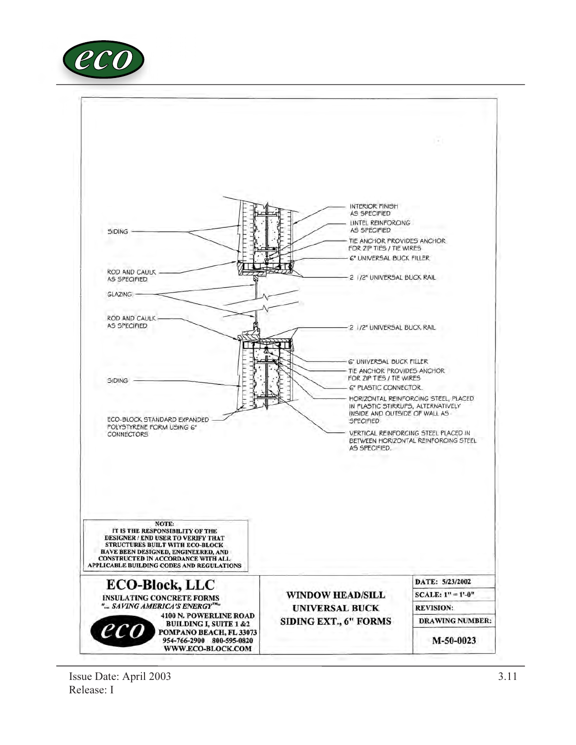INTERIOR FINISH AS SPECIFIED

LINTEL REINFORCING AS SPECIFIED

SIDING

TIE ANCHOR PROVIDES ANCHOR FOR ZIP TIES / TIE WIRES

6" UNIVERSAL BUCK FILLER

ROD AND CAULK AS SPECIFIED

2 1/2" UNIVERSAL BUCK RAIL

GLAZING

ROD AND CAULK AS SPECIFIED

2 1/2" UNIVERSAL BUCK RAIL

6" UNIVERSAL BUCK FILLER

TIE ANCHOR PROVIDES ANCHOR FOR ZIP TIES / TIE WIRES

SIDING

6" PLASTIC CONNECTOR.

HORIZONTAL REINFORCING STEEL, PLACED IN PLASTIC STIRRUPS, ALTERNATIVELY INSIDE AND OUTSIDE OF WALL AS SPECIFIED

ECO-BLOCK STANDARD EXPANDED POLYSTYRENE FORM USING 6" CONNECTORS

VERTICAL REINFORCING STEEL PLACED IN BETWEEN HORIZONTAL REINFORCING STEEL AS SPECIFIED.

**NOTE:**
**IT IS THE RESPONSIBILITY OF THE DESIGNER / END USER TO VERIFY THAT STRUCTURES BUILT WITH ECO-BLOCK HAVE BEEN DESIGNED, ENGINEERED, AND CONSTRUCTED IN ACCORDANCE WITH ALL APPLICABLE BUILDING CODES AND REGULATIONS**

## ECO-Block, LLC

**INSULATING CONCRETE FORMS**
***"... SAVING AMERICA'S ENERGY™"***

**4100 N. POWERLINE ROAD**
**BUILDING I, SUITE 1 &2**
**POMPANO BEACH, FL 33073**
**954-766-2900 800-595-0820**
**WWW.ECO-BLOCK.COM**

**WINDOW HEAD/SILL**
**UNIVERSAL BUCK**
**SIDING EXT., 6" FORMS**

**DATE: 5/23/2002**
**SCALE: 1" = 1'-0"**
**REVISION:**
**DRAWING NUMBER:**
**M-50-0023**

Issue Date: April 2003
Release: I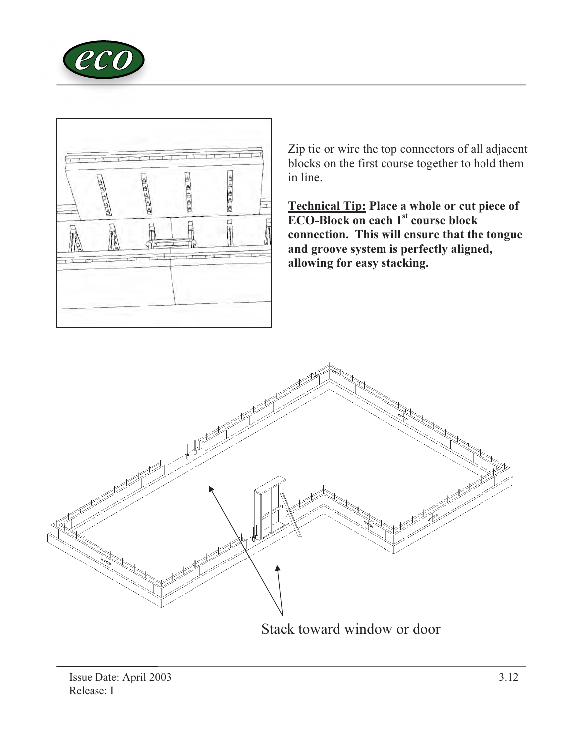Zip tie or wire the top connectors of all adjacent blocks on the first course together to hold them in line.

<u>Technical Tip:</u> **Place a whole or cut piece of ECO-Block on each 1st course block connection. This will ensure that the tongue and groove system is perfectly aligned, allowing for easy stacking.**

Stack toward window or door